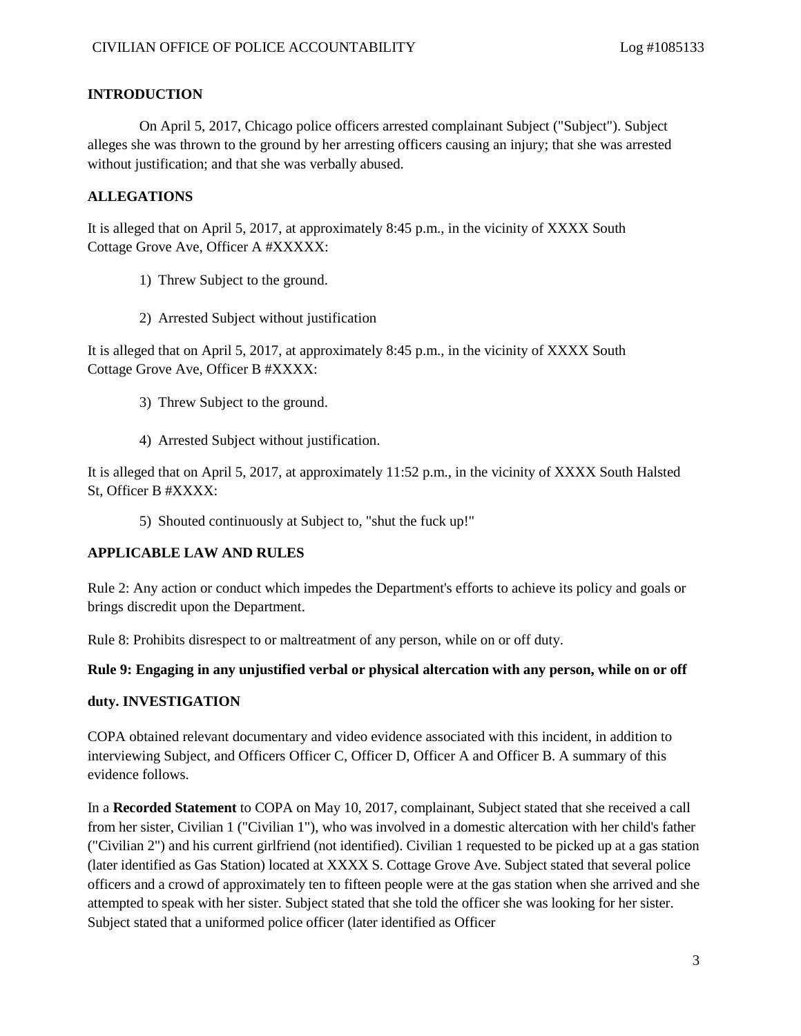## INTRODUCTION

On April 5, 2017, Chicago police officers arrested complainant Subject ("Subject"). Subject alleges she was thrown to the ground by her arresting officers causing an injury; that she was arrested without justification; and that she was verbally abused.

## ALLEGATIONS

It is alleged that on April 5, 2017, at approximately 8:45 p.m., in the vicinity of XXXX South Cottage Grove Ave, Officer A #XXXXX:

1) Threw Subject to the ground.
2) Arrested Subject without justification

It is alleged that on April 5, 2017, at approximately 8:45 p.m., in the vicinity of XXXX South Cottage Grove Ave, Officer B #XXXX:

3) Threw Subject to the ground.
4) Arrested Subject without justification.

It is alleged that on April 5, 2017, at approximately 11:52 p.m., in the vicinity of XXXX South Halsted St, Officer B #XXXX:

5) Shouted continuously at Subject to, "shut the fuck up!"

## APPLICABLE LAW AND RULES

Rule 2: Any action or conduct which impedes the Department's efforts to achieve its policy and goals or brings discredit upon the Department.

Rule 8: Prohibits disrespect to or maltreatment of any person, while on or off duty.

**Rule 9: Engaging in any unjustified verbal or physical altercation with any person, while on or off duty.**

## INVESTIGATION

COPA obtained relevant documentary and video evidence associated with this incident, in addition to interviewing Subject, and Officers Officer C, Officer D, Officer A and Officer B. A summary of this evidence follows.

In a **Recorded Statement** to COPA on May 10, 2017, complainant, Subject stated that she received a call from her sister, Civilian 1 ("Civilian 1"), who was involved in a domestic altercation with her child's father ("Civilian 2") and his current girlfriend (not identified). Civilian 1 requested to be picked up at a gas station (later identified as Gas Station) located at XXXX S. Cottage Grove Ave. Subject stated that several police officers and a crowd of approximately ten to fifteen people were at the gas station when she arrived and she attempted to speak with her sister. Subject stated that she told the officer she was looking for her sister. Subject stated that a uniformed police officer (later identified as Officer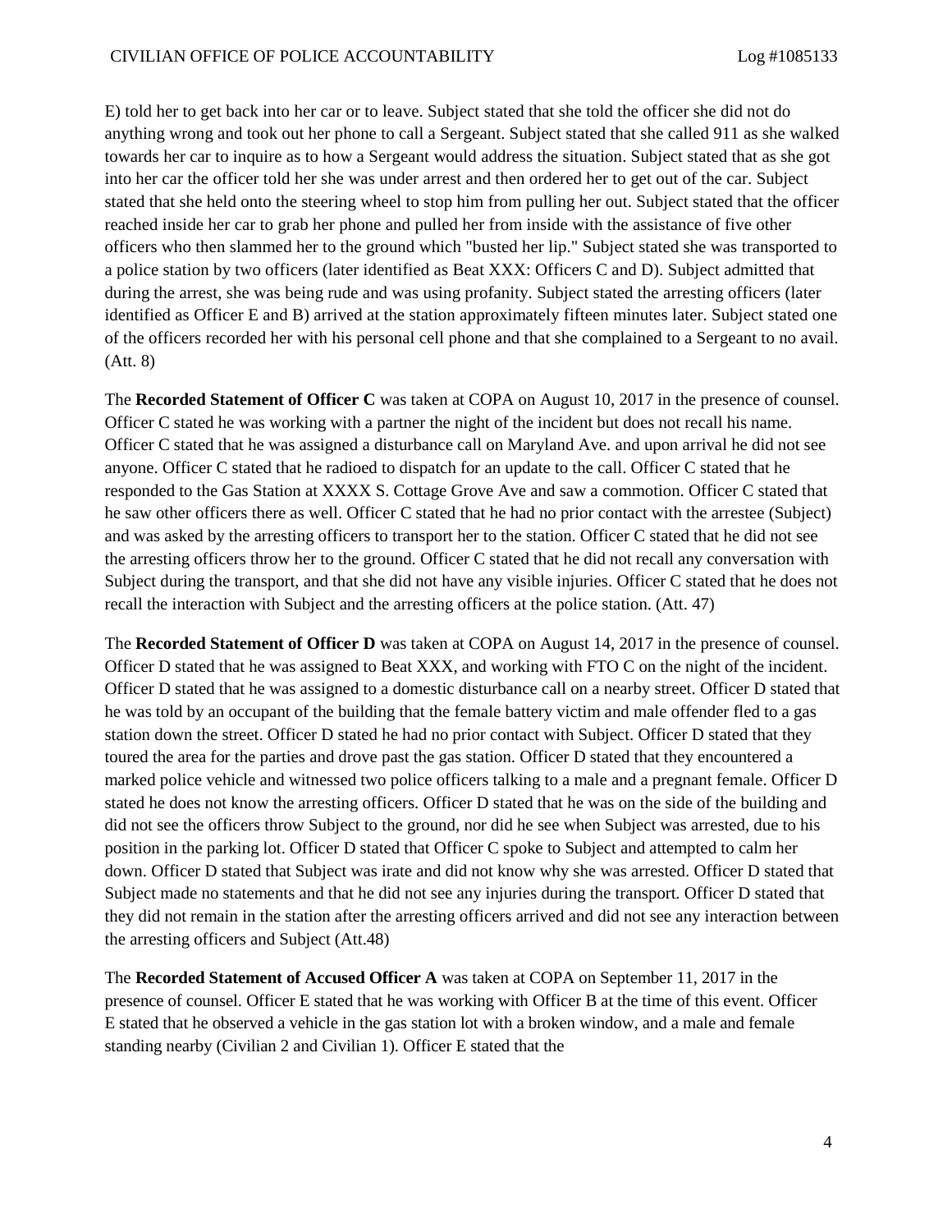E) told her to get back into her car or to leave. Subject stated that she told the officer she did not do anything wrong and took out her phone to call a Sergeant. Subject stated that she called 911 as she walked towards her car to inquire as to how a Sergeant would address the situation. Subject stated that as she got into her car the officer told her she was under arrest and then ordered her to get out of the car. Subject stated that she held onto the steering wheel to stop him from pulling her out. Subject stated that the officer reached inside her car to grab her phone and pulled her from inside with the assistance of five other officers who then slammed her to the ground which "busted her lip." Subject stated she was transported to a police station by two officers (later identified as Beat XXX: Officers C and D). Subject admitted that during the arrest, she was being rude and was using profanity. Subject stated the arresting officers (later identified as Officer E and B) arrived at the station approximately fifteen minutes later. Subject stated one of the officers recorded her with his personal cell phone and that she complained to a Sergeant to no avail. (Att. 8)

The **Recorded Statement of Officer C** was taken at COPA on August 10, 2017 in the presence of counsel. Officer C stated he was working with a partner the night of the incident but does not recall his name. Officer C stated that he was assigned a disturbance call on Maryland Ave. and upon arrival he did not see anyone. Officer C stated that he radioed to dispatch for an update to the call. Officer C stated that he responded to the Gas Station at XXXX S. Cottage Grove Ave and saw a commotion. Officer C stated that he saw other officers there as well. Officer C stated that he had no prior contact with the arrestee (Subject) and was asked by the arresting officers to transport her to the station. Officer C stated that he did not see the arresting officers throw her to the ground. Officer C stated that he did not recall any conversation with Subject during the transport, and that she did not have any visible injuries. Officer C stated that he does not recall the interaction with Subject and the arresting officers at the police station. (Att. 47)

The **Recorded Statement of Officer D** was taken at COPA on August 14, 2017 in the presence of counsel. Officer D stated that he was assigned to Beat XXX, and working with FTO C on the night of the incident. Officer D stated that he was assigned to a domestic disturbance call on a nearby street. Officer D stated that he was told by an occupant of the building that the female battery victim and male offender fled to a gas station down the street. Officer D stated he had no prior contact with Subject. Officer D stated that they toured the area for the parties and drove past the gas station. Officer D stated that they encountered a marked police vehicle and witnessed two police officers talking to a male and a pregnant female. Officer D stated he does not know the arresting officers. Officer D stated that he was on the side of the building and did not see the officers throw Subject to the ground, nor did he see when Subject was arrested, due to his position in the parking lot. Officer D stated that Officer C spoke to Subject and attempted to calm her down. Officer D stated that Subject was irate and did not know why she was arrested. Officer D stated that Subject made no statements and that he did not see any injuries during the transport. Officer D stated that they did not remain in the station after the arresting officers arrived and did not see any interaction between the arresting officers and Subject (Att.48)

The **Recorded Statement of Accused Officer A** was taken at COPA on September 11, 2017 in the presence of counsel. Officer E stated that he was working with Officer B at the time of this event. Officer E stated that he observed a vehicle in the gas station lot with a broken window, and a male and female standing nearby (Civilian 2 and Civilian 1). Officer E stated that the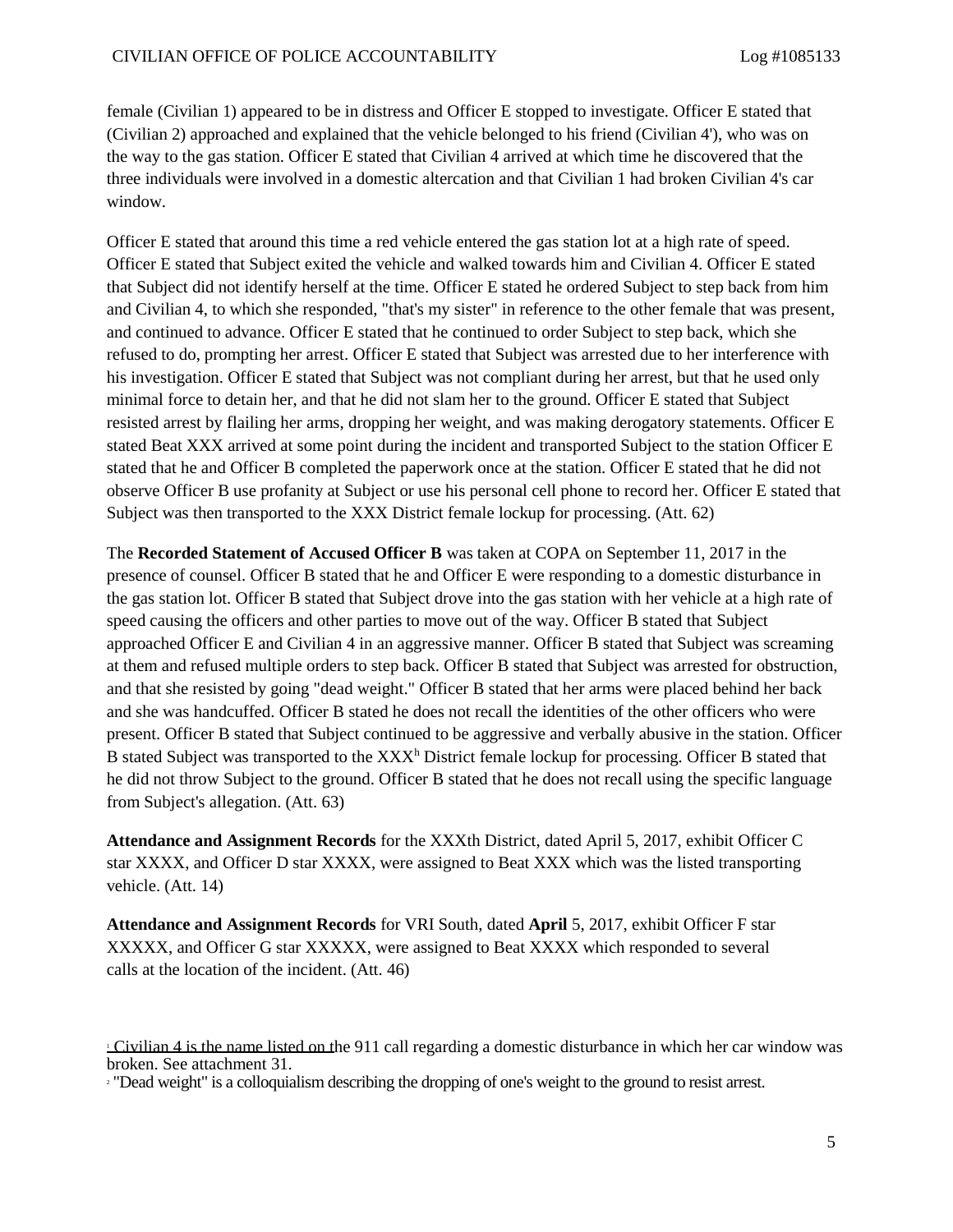female (Civilian 1) appeared to be in distress and Officer E stopped to investigate. Officer E stated that (Civilian 2) approached and explained that the vehicle belonged to his friend (Civilian 4'), who was on the way to the gas station. Officer E stated that Civilian 4 arrived at which time he discovered that the three individuals were involved in a domestic altercation and that Civilian 1 had broken Civilian 4's car window.

Officer E stated that around this time a red vehicle entered the gas station lot at a high rate of speed. Officer E stated that Subject exited the vehicle and walked towards him and Civilian 4. Officer E stated that Subject did not identify herself at the time. Officer E stated he ordered Subject to step back from him and Civilian 4, to which she responded, "that's my sister" in reference to the other female that was present, and continued to advance. Officer E stated that he continued to order Subject to step back, which she refused to do, prompting her arrest. Officer E stated that Subject was arrested due to her interference with his investigation. Officer E stated that Subject was not compliant during her arrest, but that he used only minimal force to detain her, and that he did not slam her to the ground. Officer E stated that Subject resisted arrest by flailing her arms, dropping her weight, and was making derogatory statements. Officer E stated Beat XXX arrived at some point during the incident and transported Subject to the station Officer E stated that he and Officer B completed the paperwork once at the station. Officer E stated that he did not observe Officer B use profanity at Subject or use his personal cell phone to record her. Officer E stated that Subject was then transported to the XXX District female lockup for processing. (Att. 62)

The **Recorded Statement of Accused Officer B** was taken at COPA on September 11, 2017 in the presence of counsel. Officer B stated that he and Officer E were responding to a domestic disturbance in the gas station lot. Officer B stated that Subject drove into the gas station with her vehicle at a high rate of speed causing the officers and other parties to move out of the way. Officer B stated that Subject approached Officer E and Civilian 4 in an aggressive manner. Officer B stated that Subject was screaming at them and refused multiple orders to step back. Officer B stated that Subject was arrested for obstruction, and that she resisted by going "dead weight." Officer B stated that her arms were placed behind her back and she was handcuffed. Officer B stated he does not recall the identities of the other officers who were present. Officer B stated that Subject continued to be aggressive and verbally abusive in the station. Officer B stated Subject was transported to the XXX[h] District female lockup for processing. Officer B stated that he did not throw Subject to the ground. Officer B stated that he does not recall using the specific language from Subject's allegation. (Att. 63)

**Attendance and Assignment Records** for the XXXth District, dated April 5, 2017, exhibit Officer C star XXXX, and Officer D star XXXX, were assigned to Beat XXX which was the listed transporting vehicle. (Att. 14)

**Attendance and Assignment Records** for VRI South, dated **April** 5, 2017, exhibit Officer F star XXXXX, and Officer G star XXXXX, were assigned to Beat XXXX which responded to several calls at the location of the incident. (Att. 46)

[1] Civilian 4 is the name listed on the 911 call regarding a domestic disturbance in which her car window was broken. See attachment 31.

[2] "Dead weight" is a colloquialism describing the dropping of one's weight to the ground to resist arrest.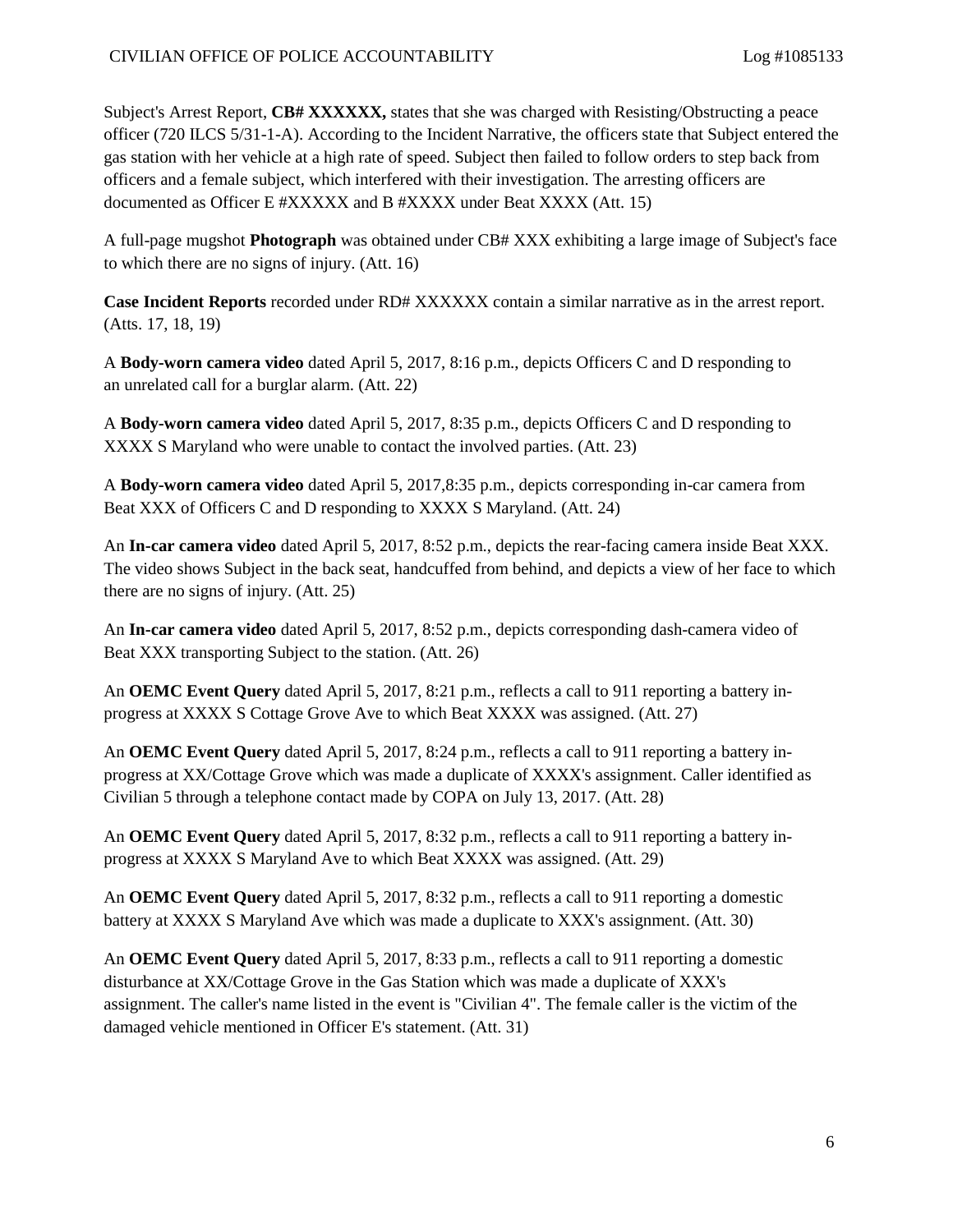Subject's Arrest Report, **CB# XXXXXX,** states that she was charged with Resisting/Obstructing a peace officer (720 ILCS 5/31-1-A). According to the Incident Narrative, the officers state that Subject entered the gas station with her vehicle at a high rate of speed. Subject then failed to follow orders to step back from officers and a female subject, which interfered with their investigation. The arresting officers are documented as Officer E #XXXXX and B #XXXX under Beat XXXX (Att. 15)

A full-page mugshot **Photograph** was obtained under CB# XXX exhibiting a large image of Subject's face to which there are no signs of injury. (Att. 16)

**Case Incident Reports** recorded under RD# XXXXXX contain a similar narrative as in the arrest report. (Atts. 17, 18, 19)

A **Body-worn camera video** dated April 5, 2017, 8:16 p.m., depicts Officers C and D responding to an unrelated call for a burglar alarm. (Att. 22)

A **Body-worn camera video** dated April 5, 2017, 8:35 p.m., depicts Officers C and D responding to XXXX S Maryland who were unable to contact the involved parties. (Att. 23)

A **Body-worn camera video** dated April 5, 2017,8:35 p.m., depicts corresponding in-car camera from Beat XXX of Officers C and D responding to XXXX S Maryland. (Att. 24)

An **In-car camera video** dated April 5, 2017, 8:52 p.m., depicts the rear-facing camera inside Beat XXX. The video shows Subject in the back seat, handcuffed from behind, and depicts a view of her face to which there are no signs of injury. (Att. 25)

An **In-car camera video** dated April 5, 2017, 8:52 p.m., depicts corresponding dash-camera video of Beat XXX transporting Subject to the station. (Att. 26)

An **OEMC Event Query** dated April 5, 2017, 8:21 p.m., reflects a call to 911 reporting a battery in-progress at XXXX S Cottage Grove Ave to which Beat XXXX was assigned. (Att. 27)

An **OEMC Event Query** dated April 5, 2017, 8:24 p.m., reflects a call to 911 reporting a battery in-progress at XX/Cottage Grove which was made a duplicate of XXXX's assignment. Caller identified as Civilian 5 through a telephone contact made by COPA on July 13, 2017. (Att. 28)

An **OEMC Event Query** dated April 5, 2017, 8:32 p.m., reflects a call to 911 reporting a battery in-progress at XXXX S Maryland Ave to which Beat XXXX was assigned. (Att. 29)

An **OEMC Event Query** dated April 5, 2017, 8:32 p.m., reflects a call to 911 reporting a domestic battery at XXXX S Maryland Ave which was made a duplicate to XXX's assignment. (Att. 30)

An **OEMC Event Query** dated April 5, 2017, 8:33 p.m., reflects a call to 911 reporting a domestic disturbance at XX/Cottage Grove in the Gas Station which was made a duplicate of XXX's assignment. The caller's name listed in the event is "Civilian 4". The female caller is the victim of the damaged vehicle mentioned in Officer E's statement. (Att. 31)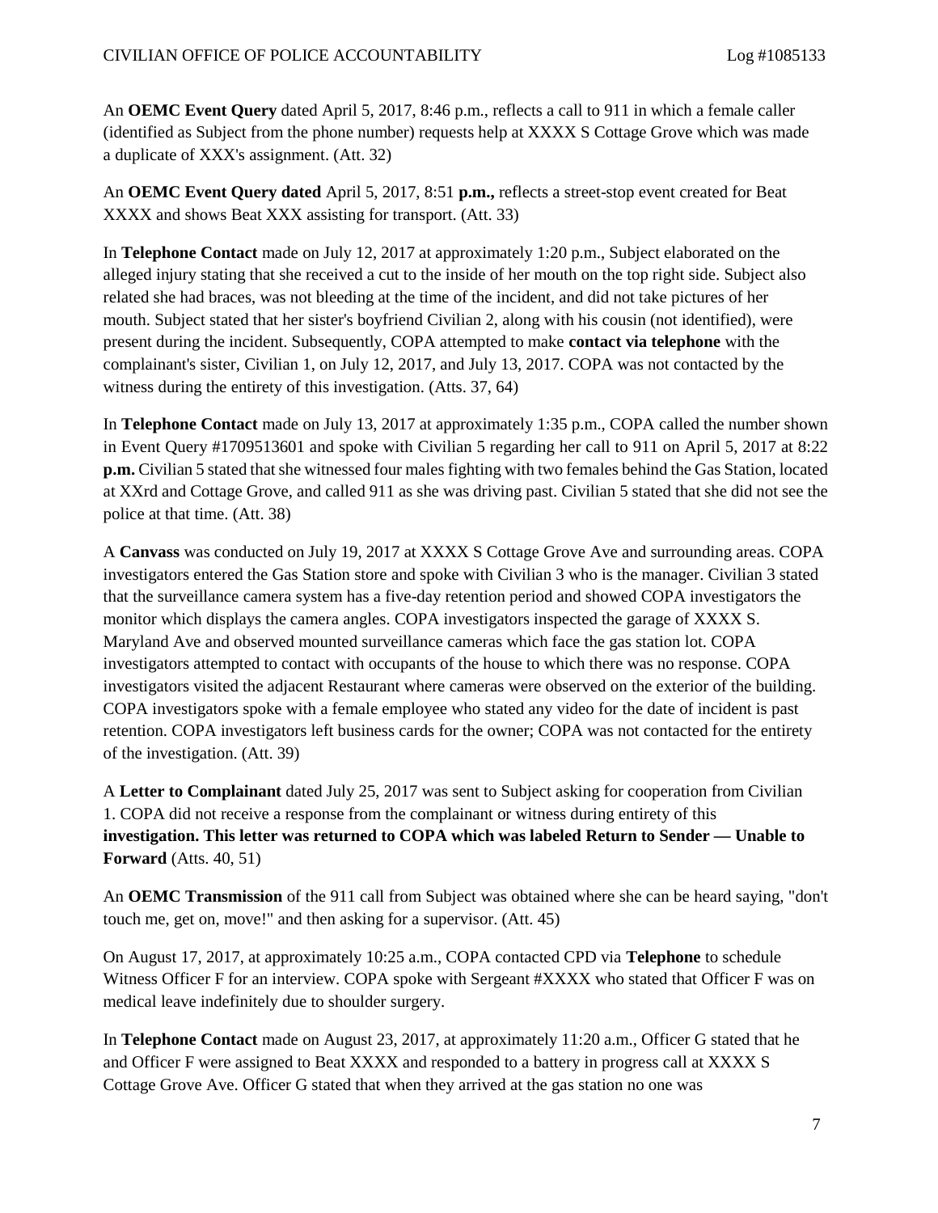An **OEMC Event Query** dated April 5, 2017, 8:46 p.m., reflects a call to 911 in which a female caller (identified as Subject from the phone number) requests help at XXXX S Cottage Grove which was made a duplicate of XXX's assignment. (Att. 32)

An **OEMC Event Query dated** April 5, 2017, 8:51 **p.m.,** reflects a street-stop event created for Beat XXXX and shows Beat XXX assisting for transport. (Att. 33)

In **Telephone Contact** made on July 12, 2017 at approximately 1:20 p.m., Subject elaborated on the alleged injury stating that she received a cut to the inside of her mouth on the top right side. Subject also related she had braces, was not bleeding at the time of the incident, and did not take pictures of her mouth. Subject stated that her sister's boyfriend Civilian 2, along with his cousin (not identified), were present during the incident. Subsequently, COPA attempted to make **contact via telephone** with the complainant's sister, Civilian 1, on July 12, 2017, and July 13, 2017. COPA was not contacted by the witness during the entirety of this investigation. (Atts. 37, 64)

In **Telephone Contact** made on July 13, 2017 at approximately 1:35 p.m., COPA called the number shown in Event Query #1709513601 and spoke with Civilian 5 regarding her call to 911 on April 5, 2017 at 8:22 **p.m.** Civilian 5 stated that she witnessed four males fighting with two females behind the Gas Station, located at XXrd and Cottage Grove, and called 911 as she was driving past. Civilian 5 stated that she did not see the police at that time. (Att. 38)

A **Canvass** was conducted on July 19, 2017 at XXXX S Cottage Grove Ave and surrounding areas. COPA investigators entered the Gas Station store and spoke with Civilian 3 who is the manager. Civilian 3 stated that the surveillance camera system has a five-day retention period and showed COPA investigators the monitor which displays the camera angles. COPA investigators inspected the garage of XXXX S. Maryland Ave and observed mounted surveillance cameras which face the gas station lot. COPA investigators attempted to contact with occupants of the house to which there was no response. COPA investigators visited the adjacent Restaurant where cameras were observed on the exterior of the building. COPA investigators spoke with a female employee who stated any video for the date of incident is past retention. COPA investigators left business cards for the owner; COPA was not contacted for the entirety of the investigation. (Att. 39)

A **Letter to Complainant** dated July 25, 2017 was sent to Subject asking for cooperation from Civilian 1. COPA did not receive a response from the complainant or witness during entirety of this **investigation. This letter was returned to COPA which was labeled Return to Sender — Unable to Forward** (Atts. 40, 51)

An **OEMC Transmission** of the 911 call from Subject was obtained where she can be heard saying, "don't touch me, get on, move!" and then asking for a supervisor. (Att. 45)

On August 17, 2017, at approximately 10:25 a.m., COPA contacted CPD via **Telephone** to schedule Witness Officer F for an interview. COPA spoke with Sergeant #XXXX who stated that Officer F was on medical leave indefinitely due to shoulder surgery.

In **Telephone Contact** made on August 23, 2017, at approximately 11:20 a.m., Officer G stated that he and Officer F were assigned to Beat XXXX and responded to a battery in progress call at XXXX S Cottage Grove Ave. Officer G stated that when they arrived at the gas station no one was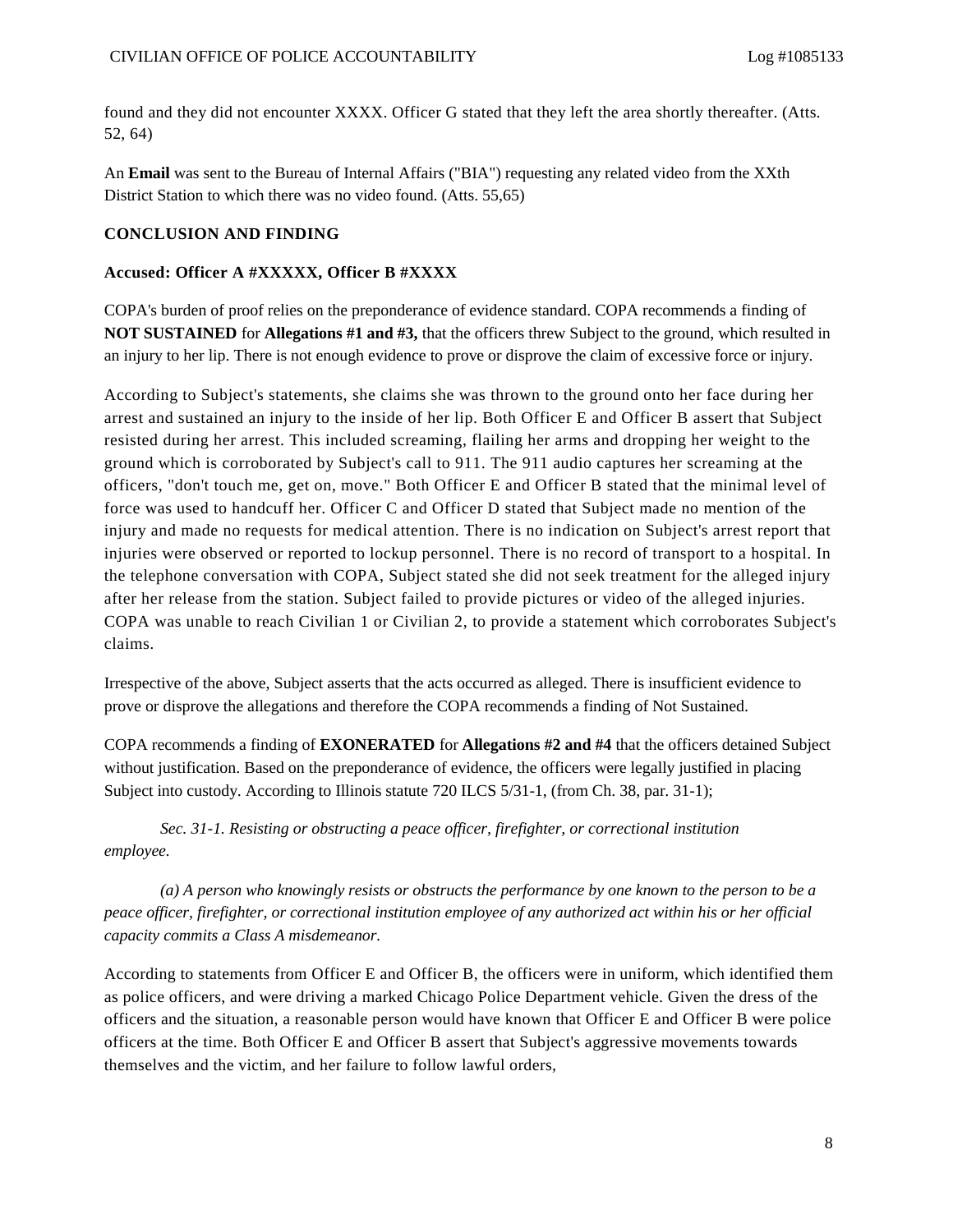found and they did not encounter XXXX. Officer G stated that they left the area shortly thereafter. (Atts. 52, 64)

An **Email** was sent to the Bureau of Internal Affairs ("BIA") requesting any related video from the XXth District Station to which there was no video found. (Atts. 55,65)

## CONCLUSION AND FINDING

### Accused: Officer A #XXXXX, Officer B #XXXX

COPA's burden of proof relies on the preponderance of evidence standard. COPA recommends a finding of **NOT SUSTAINED** for **Allegations #1 and #3,** that the officers threw Subject to the ground, which resulted in an injury to her lip. There is not enough evidence to prove or disprove the claim of excessive force or injury.

According to Subject's statements, she claims she was thrown to the ground onto her face during her arrest and sustained an injury to the inside of her lip. Both Officer E and Officer B assert that Subject resisted during her arrest. This included screaming, flailing her arms and dropping her weight to the ground which is corroborated by Subject's call to 911. The 911 audio captures her screaming at the officers, "don't touch me, get on, move." Both Officer E and Officer B stated that the minimal level of force was used to handcuff her. Officer C and Officer D stated that Subject made no mention of the injury and made no requests for medical attention. There is no indication on Subject's arrest report that injuries were observed or reported to lockup personnel. There is no record of transport to a hospital. In the telephone conversation with COPA, Subject stated she did not seek treatment for the alleged injury after her release from the station. Subject failed to provide pictures or video of the alleged injuries. COPA was unable to reach Civilian 1 or Civilian 2, to provide a statement which corroborates Subject's claims.

Irrespective of the above, Subject asserts that the acts occurred as alleged. There is insufficient evidence to prove or disprove the allegations and therefore the COPA recommends a finding of Not Sustained.

COPA recommends a finding of **EXONERATED** for **Allegations #2 and #4** that the officers detained Subject without justification. Based on the preponderance of evidence, the officers were legally justified in placing Subject into custody. According to Illinois statute 720 ILCS 5/31-1, (from Ch. 38, par. 31-1);

*Sec. 31-1. Resisting or obstructing a peace officer, firefighter, or correctional institution employee.*

*(a) A person who knowingly resists or obstructs the performance by one known to the person to be a peace officer, firefighter, or correctional institution employee of any authorized act within his or her official capacity commits a Class A misdemeanor.*

According to statements from Officer E and Officer B, the officers were in uniform, which identified them as police officers, and were driving a marked Chicago Police Department vehicle. Given the dress of the officers and the situation, a reasonable person would have known that Officer E and Officer B were police officers at the time. Both Officer E and Officer B assert that Subject's aggressive movements towards themselves and the victim, and her failure to follow lawful orders,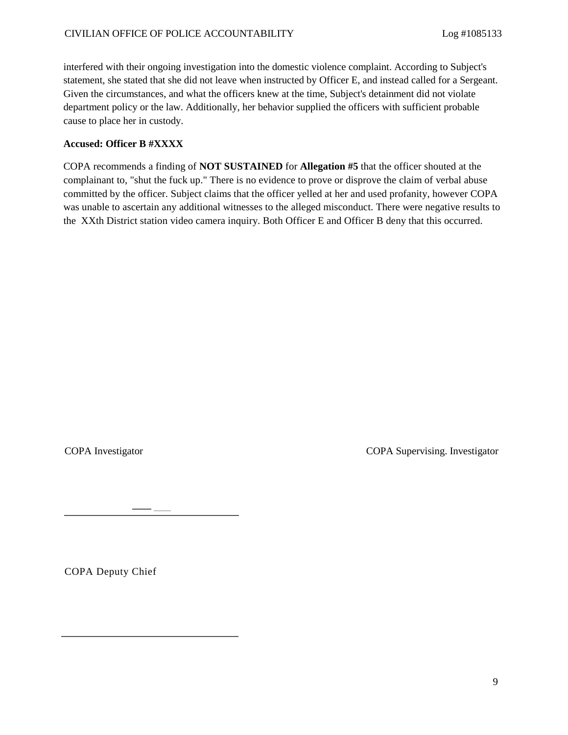interfered with their ongoing investigation into the domestic violence complaint. According to Subject's statement, she stated that she did not leave when instructed by Officer E, and instead called for a Sergeant. Given the circumstances, and what the officers knew at the time, Subject's detainment did not violate department policy or the law. Additionally, her behavior supplied the officers with sufficient probable cause to place her in custody.

**Accused: Officer B #XXXX**

COPA recommends a finding of **NOT SUSTAINED** for **Allegation #5** that the officer shouted at the complainant to, "shut the fuck up." There is no evidence to prove or disprove the claim of verbal abuse committed by the officer. Subject claims that the officer yelled at her and used profanity, however COPA was unable to ascertain any additional witnesses to the alleged misconduct. There were negative results to the XXth District station video camera inquiry. Both Officer E and Officer B deny that this occurred.

COPA Investigator

COPA Supervising. Investigator

______________________________

COPA Deputy Chief

______________________________